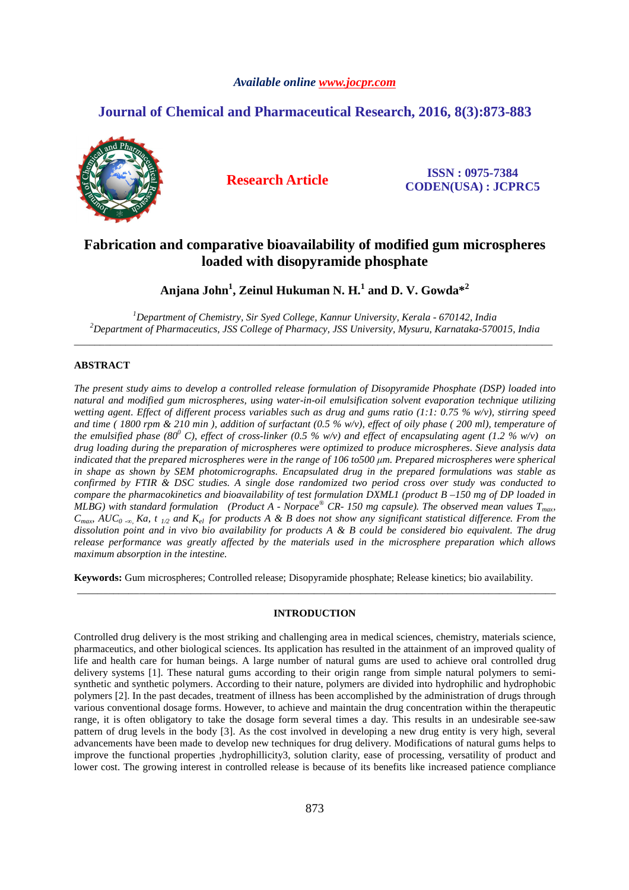Available online www.jocpr.com

# Journal of Chemical and Pharmaceutical Research, 2016, 8(3):873-883

**Research Article**

**ISSN : 0975-7384**
**CODEN(USA) : JCPRC5**

# Fabrication and comparative bioavailability of modified gum microspheres loaded with disopyramide phosphate

**Anjana John[1], Zeinul Hukuman N. H.[1] and D. V. Gowda*[2]**

[1]*Department of Chemistry, Sir Syed College, Kannur University, Kerala - 670142, India*
[2]*Department of Pharmaceutics, JSS College of Pharmacy, JSS University, Mysuru, Karnataka-570015, India*

---

## ABSTRACT

*The present study aims to develop a controlled release formulation of Disopyramide Phosphate (DSP) loaded into natural and modified gum microspheres, using water-in-oil emulsification solvent evaporation technique utilizing wetting agent. Effect of different process variables such as drug and gums ratio (1:1: 0.75 % w/v), stirring speed and time ( 1800 rpm & 210 min ), addition of surfactant (0.5 % w/v), effect of oily phase ( 200 ml), temperature of the emulsified phase ($80^0$ C), effect of cross-linker (0.5 % w/v) and effect of encapsulating agent (1.2 % w/v) on drug loading during the preparation of microspheres were optimized to produce microspheres. Sieve analysis data indicated that the prepared microspheres were in the range of 106 to500 μm. Prepared microspheres were spherical in shape as shown by SEM photomicrographs. Encapsulated drug in the prepared formulations was stable as confirmed by FTIR & DSC studies. A single dose randomized two period cross over study was conducted to compare the pharmacokinetics and bioavailability of test formulation DXML1 (product B –150 mg of DP loaded in MLBG) with standard formulation (Product A - Norpace® CR- 150 mg capsule). The observed mean values $T_{max}$, $C_{max}$, $AUC_{0-\infty}$, Ka, $t_{1/2}$ and $K_{el}$ for products A & B does not show any significant statistical difference. From the dissolution point and in vivo bio availability for products A & B could be considered bio equivalent. The drug release performance was greatly affected by the materials used in the microsphere preparation which allows maximum absorption in the intestine.*

**Keywords:** Gum microspheres; Controlled release; Disopyramide phosphate; Release kinetics; bio availability.

---

## INTRODUCTION

Controlled drug delivery is the most striking and challenging area in medical sciences, chemistry, materials science, pharmaceutics, and other biological sciences. Its application has resulted in the attainment of an improved quality of life and health care for human beings. A large number of natural gums are used to achieve oral controlled drug delivery systems [1]. These natural gums according to their origin range from simple natural polymers to semi-synthetic and synthetic polymers. According to their nature, polymers are divided into hydrophilic and hydrophobic polymers [2]. In the past decades, treatment of illness has been accomplished by the administration of drugs through various conventional dosage forms. However, to achieve and maintain the drug concentration within the therapeutic range, it is often obligatory to take the dosage form several times a day. This results in an undesirable see-saw pattern of drug levels in the body [3]. As the cost involved in developing a new drug entity is very high, several advancements have been made to develop new techniques for drug delivery. Modifications of natural gums helps to improve the functional properties ,hydrophillicity3, solution clarity, ease of processing, versatility of product and lower cost. The growing interest in controlled release is because of its benefits like increased patience compliance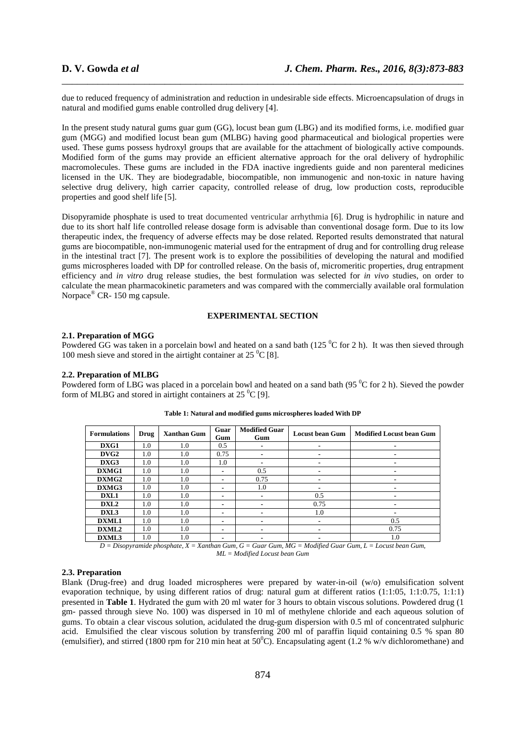due to reduced frequency of administration and reduction in undesirable side effects. Microencapsulation of drugs in natural and modified gums enable controlled drug delivery [4].

In the present study natural gums guar gum (GG), locust bean gum (LBG) and its modified forms, i.e. modified guar gum (MGG) and modified locust bean gum (MLBG) having good pharmaceutical and biological properties were used. These gums possess hydroxyl groups that are available for the attachment of biologically active compounds. Modified form of the gums may provide an efficient alternative approach for the oral delivery of hydrophilic macromolecules. These gums are included in the FDA inactive ingredients guide and non parenteral medicines licensed in the UK. They are biodegradable, biocompatible, non immunogenic and non-toxic in nature having selective drug delivery, high carrier capacity, controlled release of drug, low production costs, reproducible properties and good shelf life [5].

Disopyramide phosphate is used to treat documented ventricular arrhythmia [6]. Drug is hydrophilic in nature and due to its short half life controlled release dosage form is advisable than conventional dosage form. Due to its low therapeutic index, the frequency of adverse effects may be dose related. Reported results demonstrated that natural gums are biocompatible, non-immunogenic material used for the entrapment of drug and for controlling drug release in the intestinal tract [7]. The present work is to explore the possibilities of developing the natural and modified gums microspheres loaded with DP for controlled release. On the basis of, micromeritic properties, drug entrapment efficiency and *in vitro* drug release studies, the best formulation was selected for *in vivo* studies, on order to calculate the mean pharmacokinetic parameters and was compared with the commercially available oral formulation Norpace® CR- 150 mg capsule.

## EXPERIMENTAL SECTION

### 2.1. Preparation of MGG

Powdered GG was taken in a porcelain bowl and heated on a sand bath (125 $^0$C for 2 h). It was then sieved through 100 mesh sieve and stored in the airtight container at 25 $^0$C [8].

### 2.2. Preparation of MLBG

Powdered form of LBG was placed in a porcelain bowl and heated on a sand bath (95 $^0$C for 2 h). Sieved the powder form of MLBG and stored in airtight containers at 25 $^0$C [9].

**Table 1: Natural and modified gums microspheres loaded With DP**

| Formulations | Drug | Xanthan Gum | Guar Gum | Modified Guar Gum | Locust bean Gum | Modified Locust bean Gum |
|---|---|---|---|---|---|---|
| DXG1 | 1.0 | 1.0 | 0.5 | - | - | - |
| DVG2 | 1.0 | 1.0 | 0.75 | - | - | - |
| DXG3 | 1.0 | 1.0 | 1.0 | - | - | - |
| DXMG1 | 1.0 | 1.0 | - | 0.5 | - | - |
| DXMG2 | 1.0 | 1.0 | - | 0.75 | - | - |
| DXMG3 | 1.0 | 1.0 | - | 1.0 | - | - |
| DXL1 | 1.0 | 1.0 | - | - | 0.5 | - |
| DXL2 | 1.0 | 1.0 | - | - | 0.75 | - |
| DXL3 | 1.0 | 1.0 | - | - | 1.0 | - |
| DXML1 | 1.0 | 1.0 | - | - | - | 0.5 |
| DXML2 | 1.0 | 1.0 | - | - | - | 0.75 |
| DXML3 | 1.0 | 1.0 | - | - | - | 1.0 |

*D = Disopyramide phosphate, X = Xanthan Gum, G = Guar Gum, MG = Modified Guar Gum, L = Locust bean Gum, ML = Modified Locust bean Gum*

### 2.3. Preparation

Blank (Drug-free) and drug loaded microspheres were prepared by water-in-oil (w/o) emulsification solvent evaporation technique, by using different ratios of drug: natural gum at different ratios (1:1:05, 1:1:0.75, 1:1:1) presented in **Table 1**. Hydrated the gum with 20 ml water for 3 hours to obtain viscous solutions. Powdered drug (1 gm- passed through sieve No. 100) was dispersed in 10 ml of methylene chloride and each aqueous solution of gums. To obtain a clear viscous solution, acidulated the drug-gum dispersion with 0.5 ml of concentrated sulphuric acid. Emulsified the clear viscous solution by transferring 200 ml of paraffin liquid containing 0.5 % span 80 (emulsifier), and stirred (1800 rpm for 210 min heat at 50$^0$C). Encapsulating agent (1.2 % w/v dichloromethane) and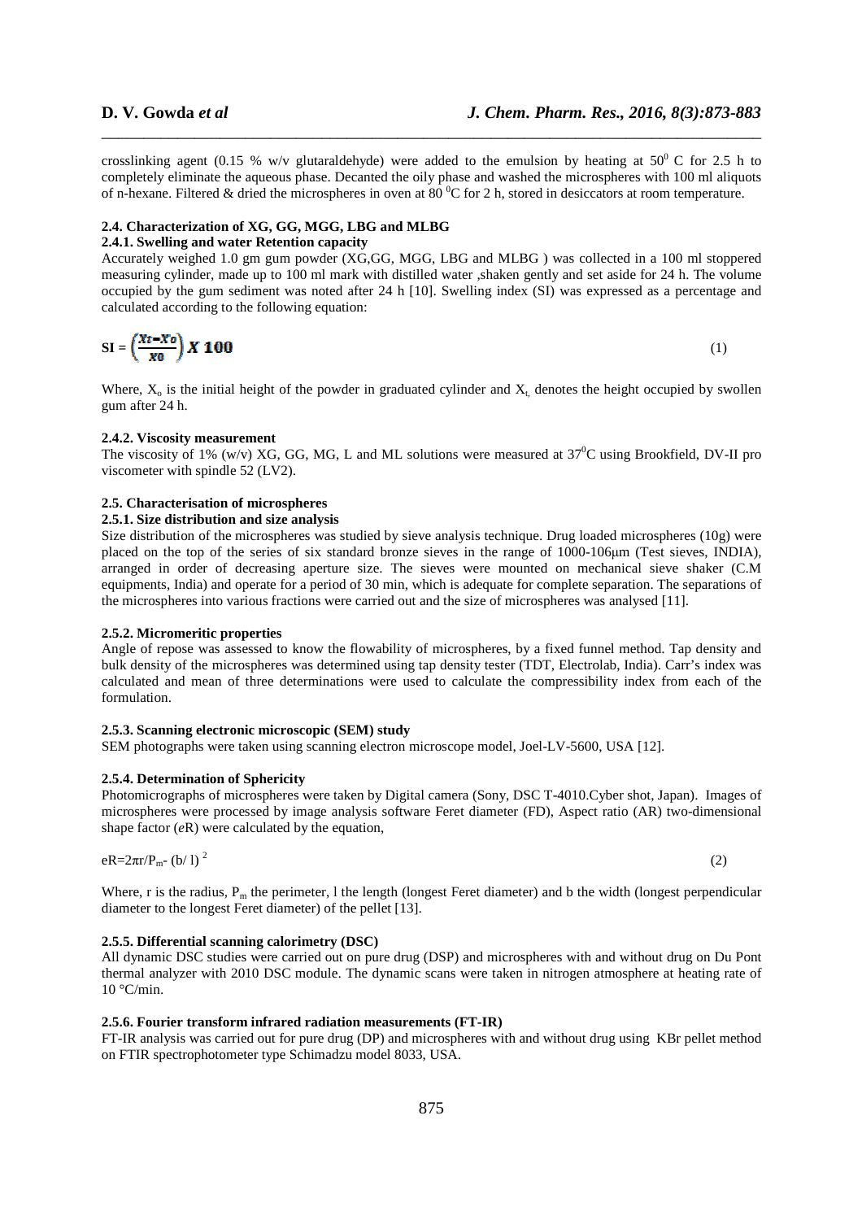crosslinking agent (0.15 % w/v glutaraldehyde) were added to the emulsion by heating at $50^0$ C for 2.5 h to completely eliminate the aqueous phase. Decanted the oily phase and washed the microspheres with 100 ml aliquots of n-hexane. Filtered & dried the microspheres in oven at 80 $^0$C for 2 h, stored in desiccators at room temperature.

### 2.4. Characterization of XG, GG, MGG, LBG and MLBG

#### 2.4.1. Swelling and water Retention capacity

Accurately weighed 1.0 gm gum powder (XG,GG, MGG, LBG and MLBG ) was collected in a 100 ml stoppered measuring cylinder, made up to 100 ml mark with distilled water ,shaken gently and set aside for 24 h. The volume occupied by the gum sediment was noted after 24 h [10]. Swelling index (SI) was expressed as a percentage and calculated according to the following equation:

$$SI = \left(\frac{X_t - X_o}{X_0}\right) X\ 100 \qquad (1)$$

Where, $X_o$ is the initial height of the powder in graduated cylinder and $X_t$ denotes the height occupied by swollen gum after 24 h.

#### 2.4.2. Viscosity measurement

The viscosity of 1% (w/v) XG, GG, MG, L and ML solutions were measured at $37^0$C using Brookfield, DV-II pro viscometer with spindle 52 (LV2).

### 2.5. Characterisation of microspheres

#### 2.5.1. Size distribution and size analysis

Size distribution of the microspheres was studied by sieve analysis technique. Drug loaded microspheres (10g) were placed on the top of the series of six standard bronze sieves in the range of 1000-106μm (Test sieves, INDIA), arranged in order of decreasing aperture size. The sieves were mounted on mechanical sieve shaker (C.M equipments, India) and operate for a period of 30 min, which is adequate for complete separation. The separations of the microspheres into various fractions were carried out and the size of microspheres was analysed [11].

#### 2.5.2. Micromeritic properties

Angle of repose was assessed to know the flowability of microspheres, by a fixed funnel method. Tap density and bulk density of the microspheres was determined using tap density tester (TDT, Electrolab, India). Carr's index was calculated and mean of three determinations were used to calculate the compressibility index from each of the formulation.

#### 2.5.3. Scanning electronic microscopic (SEM) study

SEM photographs were taken using scanning electron microscope model, Joel-LV-5600, USA [12].

#### 2.5.4. Determination of Sphericity

Photomicrographs of microspheres were taken by Digital camera (Sony, DSC T-4010.Cyber shot, Japan). Images of microspheres were processed by image analysis software Feret diameter (FD), Aspect ratio (AR) two-dimensional shape factor (*e*R) were calculated by the equation,

$$eR = 2\pi r/P_m - (b/l)^2 \qquad (2)$$

Where, r is the radius, $P_m$ the perimeter, l the length (longest Feret diameter) and b the width (longest perpendicular diameter to the longest Feret diameter) of the pellet [13].

#### 2.5.5. Differential scanning calorimetry (DSC)

All dynamic DSC studies were carried out on pure drug (DSP) and microspheres with and without drug on Du Pont thermal analyzer with 2010 DSC module. The dynamic scans were taken in nitrogen atmosphere at heating rate of 10 °C/min.

#### 2.5.6. Fourier transform infrared radiation measurements (FT-IR)

FT-IR analysis was carried out for pure drug (DP) and microspheres with and without drug using KBr pellet method on FTIR spectrophotometer type Schimadzu model 8033, USA.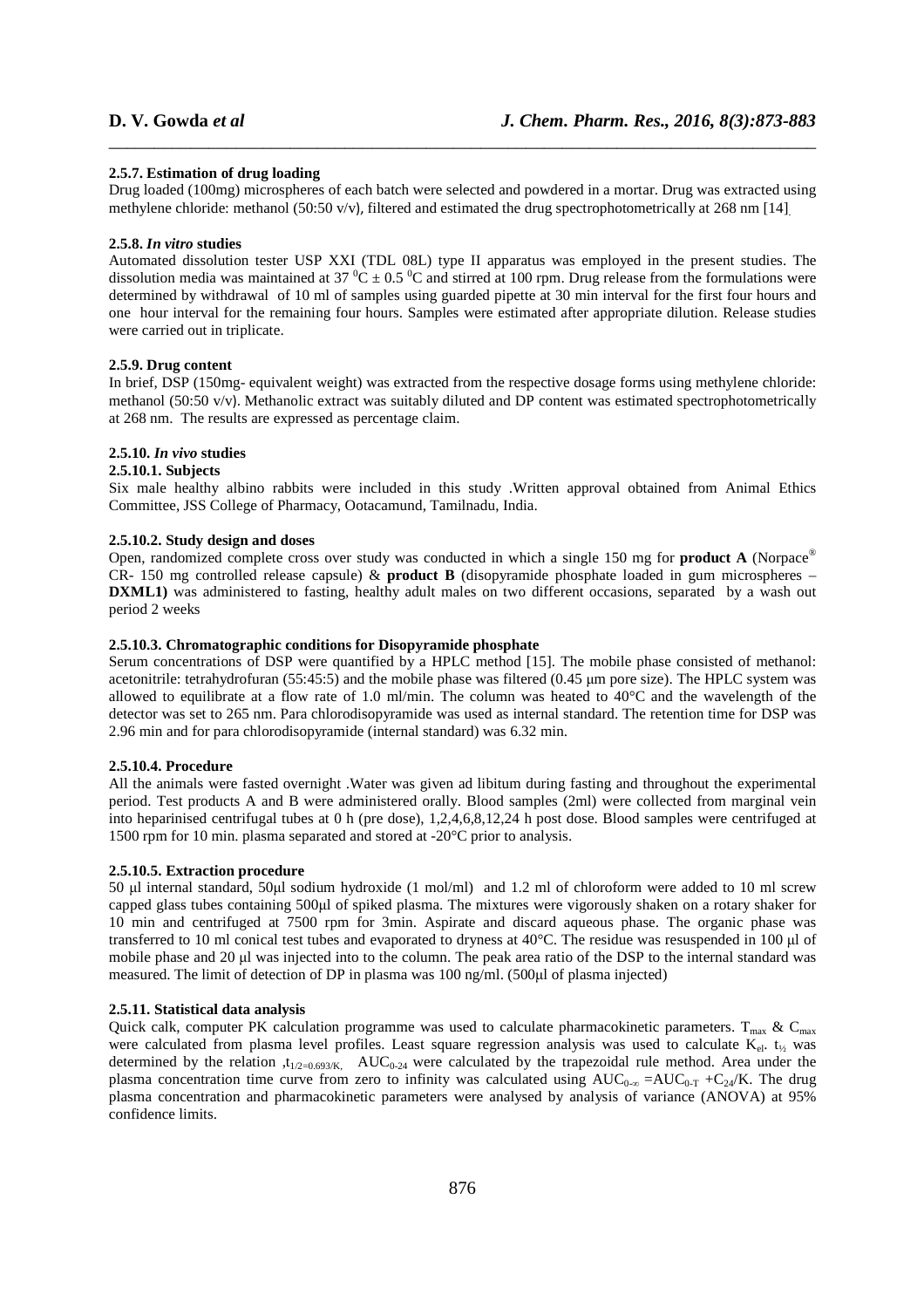### 2.5.7. Estimation of drug loading

Drug loaded (100mg) microspheres of each batch were selected and powdered in a mortar. Drug was extracted using methylene chloride: methanol (50:50 v/v), filtered and estimated the drug spectrophotometrically at 268 nm [14].

### 2.5.8. *In vitro* studies

Automated dissolution tester USP XXI (TDL 08L) type II apparatus was employed in the present studies. The dissolution media was maintained at 37 $^0$C ± 0.5 $^0$C and stirred at 100 rpm. Drug release from the formulations were determined by withdrawal of 10 ml of samples using guarded pipette at 30 min interval for the first four hours and one hour interval for the remaining four hours. Samples were estimated after appropriate dilution. Release studies were carried out in triplicate.

### 2.5.9. Drug content

In brief, DSP (150mg- equivalent weight) was extracted from the respective dosage forms using methylene chloride: methanol (50:50 v/v). Methanolic extract was suitably diluted and DP content was estimated spectrophotometrically at 268 nm. The results are expressed as percentage claim.

### 2.5.10. *In vivo* studies

#### 2.5.10.1. Subjects

Six male healthy albino rabbits were included in this study .Written approval obtained from Animal Ethics Committee, JSS College of Pharmacy, Ootacamund, Tamilnadu, India.

#### 2.5.10.2. Study design and doses

Open, randomized complete cross over study was conducted in which a single 150 mg for **product A** (Norpace® CR- 150 mg controlled release capsule) & **product B** (disopyramide phosphate loaded in gum microspheres – **DXML1)** was administered to fasting, healthy adult males on two different occasions, separated by a wash out period 2 weeks

#### 2.5.10.3. Chromatographic conditions for Disopyramide phosphate

Serum concentrations of DSP were quantified by a HPLC method [15]. The mobile phase consisted of methanol: acetonitrile: tetrahydrofuran (55:45:5) and the mobile phase was filtered (0.45 μm pore size). The HPLC system was allowed to equilibrate at a flow rate of 1.0 ml/min. The column was heated to 40°C and the wavelength of the detector was set to 265 nm. Para chlorodisopyramide was used as internal standard. The retention time for DSP was 2.96 min and for para chlorodisopyramide (internal standard) was 6.32 min.

#### 2.5.10.4. Procedure

All the animals were fasted overnight .Water was given ad libitum during fasting and throughout the experimental period. Test products A and B were administered orally. Blood samples (2ml) were collected from marginal vein into heparinised centrifugal tubes at 0 h (pre dose), 1,2,4,6,8,12,24 h post dose. Blood samples were centrifuged at 1500 rpm for 10 min. plasma separated and stored at -20°C prior to analysis.

#### 2.5.10.5. Extraction procedure

50 μl internal standard, 50μl sodium hydroxide (1 mol/ml) and 1.2 ml of chloroform were added to 10 ml screw capped glass tubes containing 500μl of spiked plasma. The mixtures were vigorously shaken on a rotary shaker for 10 min and centrifuged at 7500 rpm for 3min. Aspirate and discard aqueous phase. The organic phase was transferred to 10 ml conical test tubes and evaporated to dryness at 40°C. The residue was resuspended in 100 μl of mobile phase and 20 μl was injected into to the column. The peak area ratio of the DSP to the internal standard was measured. The limit of detection of DP in plasma was 100 ng/ml. (500μl of plasma injected)

### 2.5.11. Statistical data analysis

Quick calk, computer PK calculation programme was used to calculate pharmacokinetic parameters. $T_{max}$ & $C_{max}$ were calculated from plasma level profiles. Least square regression analysis was used to calculate $K_{el}$. $t_{½}$ was determined by the relation ,$t_{1/2=0.693/K}$, $AUC_{0-24}$ were calculated by the trapezoidal rule method. Area under the plasma concentration time curve from zero to infinity was calculated using $AUC_{0-\infty} = AUC_{0-T} + C_{24}/K$. The drug plasma concentration and pharmacokinetic parameters were analysed by analysis of variance (ANOVA) at 95% confidence limits.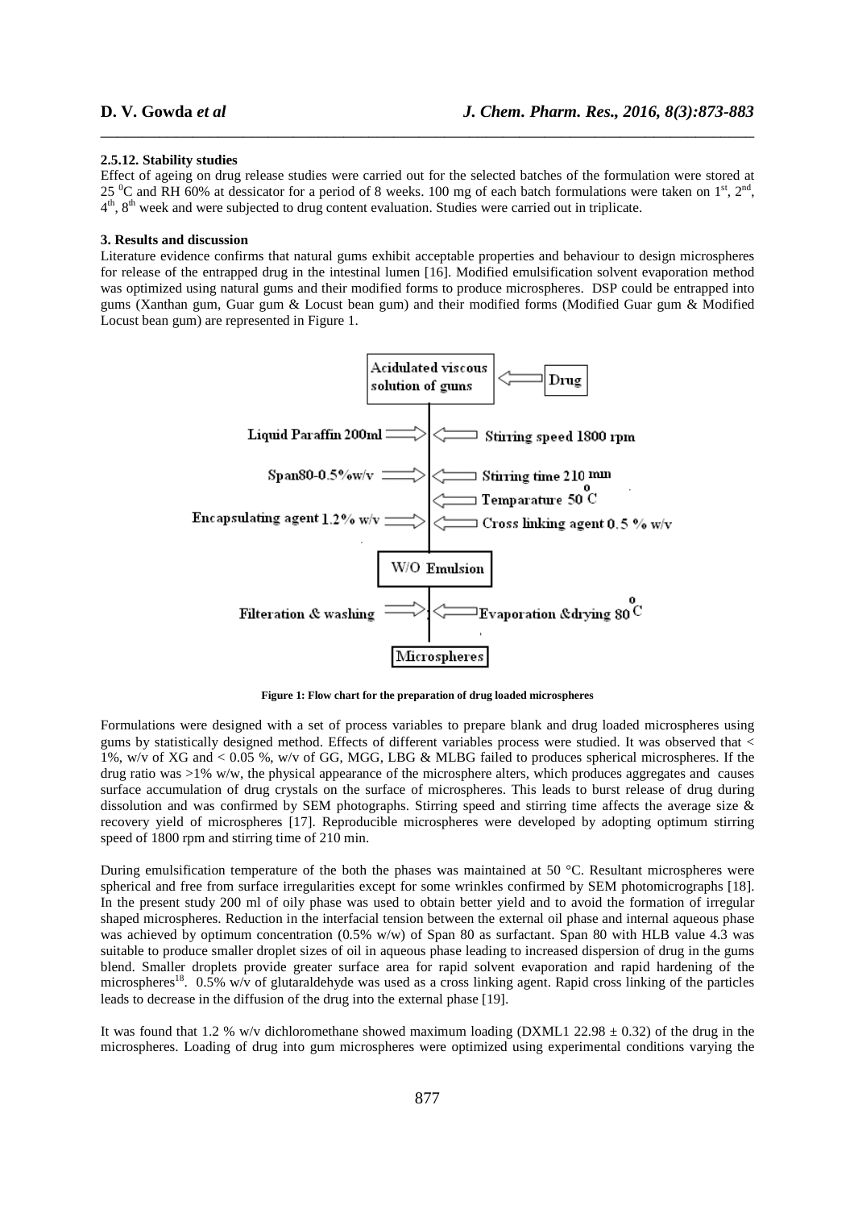### 2.5.12. Stability studies

Effect of ageing on drug release studies were carried out for the selected batches of the formulation were stored at 25 $^0$C and RH 60% at dessicator for a period of 8 weeks. 100 mg of each batch formulations were taken on 1$^{st}$, 2$^{nd}$, 4$^{th}$, 8$^{th}$ week and were subjected to drug content evaluation. Studies were carried out in triplicate.

## 3. Results and discussion

Literature evidence confirms that natural gums exhibit acceptable properties and behaviour to design microspheres for release of the entrapped drug in the intestinal lumen [16]. Modified emulsification solvent evaporation method was optimized using natural gums and their modified forms to produce microspheres. DSP could be entrapped into gums (Xanthan gum, Guar gum & Locust bean gum) and their modified forms (Modified Guar gum & Modified Locust bean gum) are represented in Figure 1.

Acidulated viscous solution of gums ⇐ Drug

Liquid Paraffin 200ml ⇒ | ⇐ Stirring speed 1800 rpm

Span80-0.5%w/v ⇒ | ⇐ Stirring time 210 min

⇐ Temparature 50 $^o$C

Encapsulating agent 1.2% w/v ⇒ | ⇐ Cross linking agent 0.5 % w/v

W/O Emulsion

Filteration & washing ⇒ | ⇐ Evaporation &drying 80 $^o$C

Microspheres

**Figure 1: Flow chart for the preparation of drug loaded microspheres**

Formulations were designed with a set of process variables to prepare blank and drug loaded microspheres using gums by statistically designed method. Effects of different variables process were studied. It was observed that < 1%, w/v of XG and < 0.05 %, w/v of GG, MGG, LBG & MLBG failed to produces spherical microspheres. If the drug ratio was >1% w/w, the physical appearance of the microsphere alters, which produces aggregates and causes surface accumulation of drug crystals on the surface of microspheres. This leads to burst release of drug during dissolution and was confirmed by SEM photographs. Stirring speed and stirring time affects the average size & recovery yield of microspheres [17]. Reproducible microspheres were developed by adopting optimum stirring speed of 1800 rpm and stirring time of 210 min.

During emulsification temperature of the both the phases was maintained at 50 °C. Resultant microspheres were spherical and free from surface irregularities except for some wrinkles confirmed by SEM photomicrographs [18]. In the present study 200 ml of oily phase was used to obtain better yield and to avoid the formation of irregular shaped microspheres. Reduction in the interfacial tension between the external oil phase and internal aqueous phase was achieved by optimum concentration (0.5% w/w) of Span 80 as surfactant. Span 80 with HLB value 4.3 was suitable to produce smaller droplet sizes of oil in aqueous phase leading to increased dispersion of drug in the gums blend. Smaller droplets provide greater surface area for rapid solvent evaporation and rapid hardening of the microspheres[18]. 0.5% w/v of glutaraldehyde was used as a cross linking agent. Rapid cross linking of the particles leads to decrease in the diffusion of the drug into the external phase [19].

It was found that 1.2 % w/v dichloromethane showed maximum loading (DXML1 22.98 ± 0.32) of the drug in the microspheres. Loading of drug into gum microspheres were optimized using experimental conditions varying the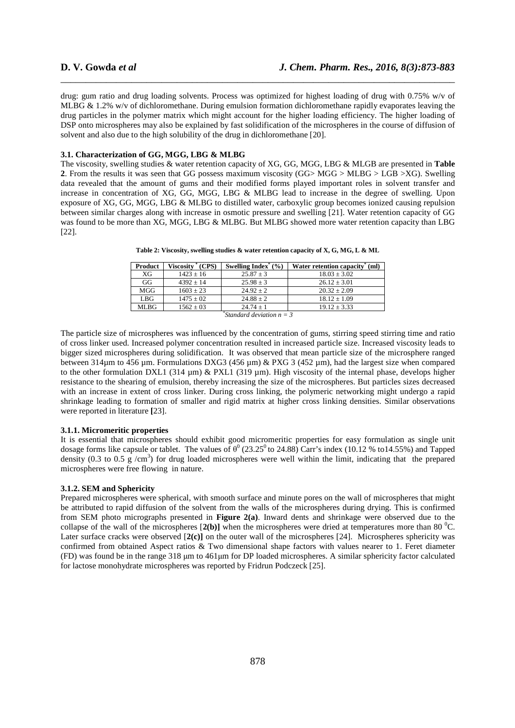drug: gum ratio and drug loading solvents. Process was optimized for highest loading of drug with 0.75% w/v of MLBG & 1.2% w/v of dichloromethane. During emulsion formation dichloromethane rapidly evaporates leaving the drug particles in the polymer matrix which might account for the higher loading efficiency. The higher loading of DSP onto microspheres may also be explained by fast solidification of the microspheres in the course of diffusion of solvent and also due to the high solubility of the drug in dichloromethane [20].

### 3.1. Characterization of GG, MGG, LBG & MLBG

The viscosity, swelling studies & water retention capacity of XG, GG, MGG, LBG & MLGB are presented in **Table 2**. From the results it was seen that GG possess maximum viscosity (GG> MGG > MLBG > LGB >XG). Swelling data revealed that the amount of gums and their modified forms played important roles in solvent transfer and increase in concentration of XG, GG, MGG, LBG & MLBG lead to increase in the degree of swelling. Upon exposure of XG, GG, MGG, LBG & MLBG to distilled water, carboxylic group becomes ionized causing repulsion between similar charges along with increase in osmotic pressure and swelling [21]. Water retention capacity of GG was found to be more than XG, MGG, LBG & MLBG. But MLBG showed more water retention capacity than LBG [22].

**Table 2: Viscosity, swelling studies & water retention capacity of X, G, MG, L & ML**

| Product | Viscosity * (CPS) | Swelling Index* (%) | Water retention capacity* (ml) |
|---|---|---|---|
| XG | 1423 ± 16 | 25.87 ± 3 | 18.03 ± 3.02 |
| GG | 4392 ± 14 | 25.98 ± 3 | 26.12 ± 3.01 |
| MGG | 1603 ± 23 | 24.92 ± 2 | 20.32 ± 2.09 |
| LBG | 1475 ± 02 | 24.88 ± 2 | 18.12 ± 1.09 |
| MLBG | 1562 ± 03 | 24.74 ± 1 | 19.12 ± 3.33 |

*\*Standard deviation n = 3*

The particle size of microspheres was influenced by the concentration of gums, stirring speed stirring time and ratio of cross linker used. Increased polymer concentration resulted in increased particle size. Increased viscosity leads to bigger sized microspheres during solidification. It was observed that mean particle size of the microsphere ranged between 314µm to 456 µm. Formulations DXG3 (456 µm) & PXG 3 (452 µm), had the largest size when compared to the other formulation DXL1 (314 µm) & PXL1 (319 µm). High viscosity of the internal phase, develops higher resistance to the shearing of emulsion, thereby increasing the size of the microspheres. But particles sizes decreased with an increase in extent of cross linker. During cross linking, the polymeric networking might undergo a rapid shrinkage leading to formation of smaller and rigid matrix at higher cross linking densities. Similar observations were reported in literature [23].

#### 3.1.1. Micromeritic properties

It is essential that microspheres should exhibit good micromeritic properties for easy formulation as single unit dosage forms like capsule or tablet. The values of $\theta^0$ ($23.25^0$ to 24.88) Carr's index (10.12 % to14.55%) and Tapped density (0.3 to 0.5 g /$cm^3$) for drug loaded microspheres were well within the limit, indicating that the prepared microspheres were free flowing in nature.

#### 3.1.2. SEM and Sphericity

Prepared microspheres were spherical, with smooth surface and minute pores on the wall of microspheres that might be attributed to rapid diffusion of the solvent from the walls of the microspheres during drying. This is confirmed from SEM photo micrographs presented in **Figure 2(a)**. Inward dents and shrinkage were observed due to the collapse of the wall of the microspheres [**2(b)]** when the microspheres were dried at temperatures more than 80 $^0$C. Later surface cracks were observed [**2(c)]** on the outer wall of the microspheres [24]. Microspheres sphericity was confirmed from obtained Aspect ratios & Two dimensional shape factors with values nearer to 1. Feret diameter (FD) was found be in the range 318 µm to 461µm for DP loaded microspheres. A similar sphericity factor calculated for lactose monohydrate microspheres was reported by Fridrun Podczeck [25].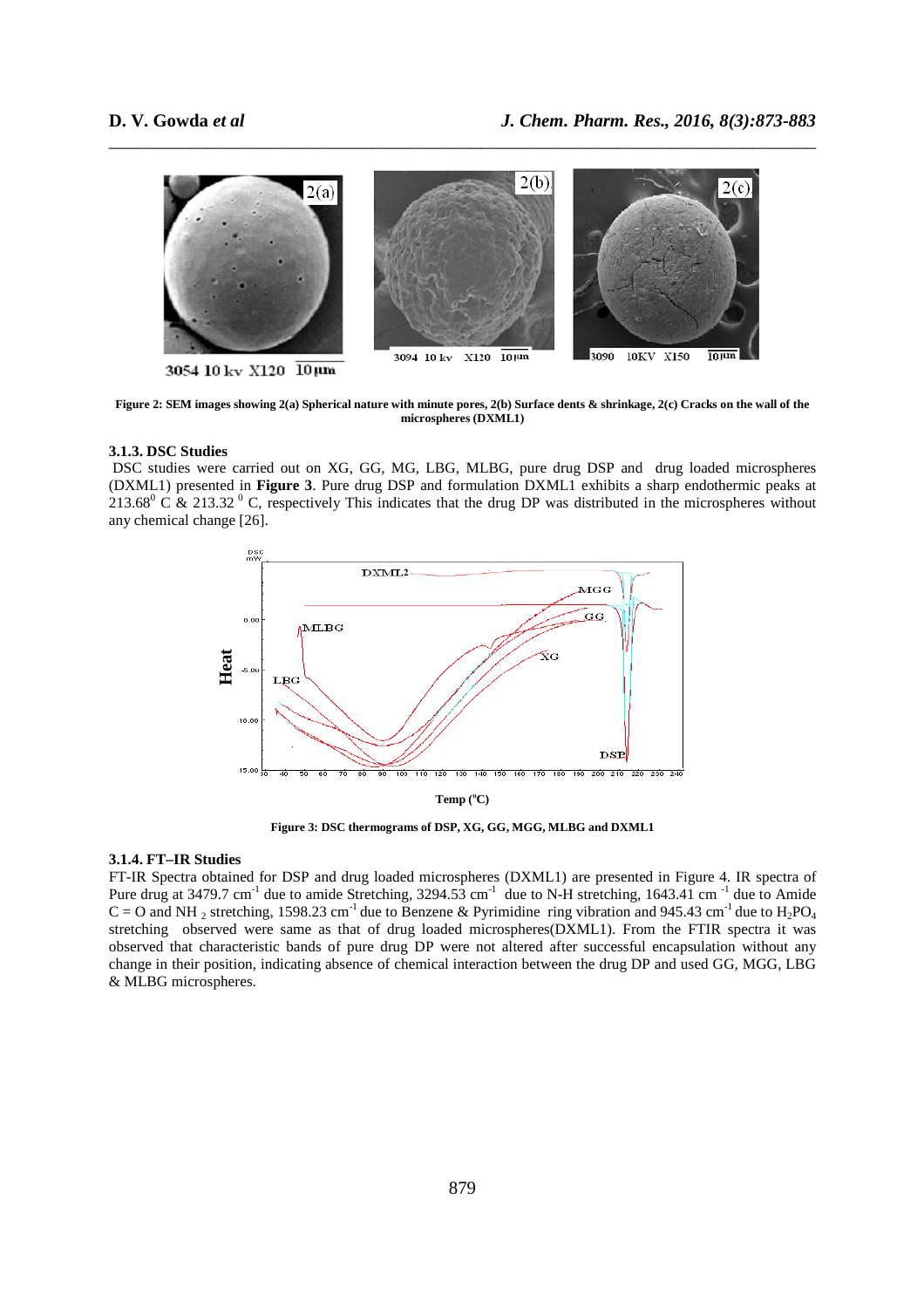Figure 2: SEM images showing 2(a) Spherical nature with minute pores, 2(b) Surface dents & shrinkage, 2(c) Cracks on the wall of the microspheres (DXML1)

### 3.1.3. DSC Studies

DSC studies were carried out on XG, GG, MG, LBG, MLBG, pure drug DSP and drug loaded microspheres (DXML1) presented in **Figure 3**. Pure drug DSP and formulation DXML1 exhibits a sharp endothermic peaks at $213.68^{0}$ C & $213.32^{0}$ C, respectively This indicates that the drug DP was distributed in the microspheres without any chemical change [26].

Figure 3: DSC thermograms of DSP, XG, GG, MGG, MLBG and DXML1

### 3.1.4. FT–IR Studies

FT-IR Spectra obtained for DSP and drug loaded microspheres (DXML1) are presented in Figure 4. IR spectra of Pure drug at 3479.7 $cm^{-1}$ due to amide Stretching, 3294.53 $cm^{-1}$ due to N-H stretching, 1643.41 $cm^{-1}$ due to Amide C = O and $NH_2$ stretching, 1598.23 $cm^{-1}$ due to Benzene & Pyrimidine ring vibration and 945.43 $cm^{-1}$ due to $H_2PO_4$ stretching observed were same as that of drug loaded microspheres(DXML1). From the FTIR spectra it was observed that characteristic bands of pure drug DP were not altered after successful encapsulation without any change in their position, indicating absence of chemical interaction between the drug DP and used GG, MGG, LBG & MLBG microspheres.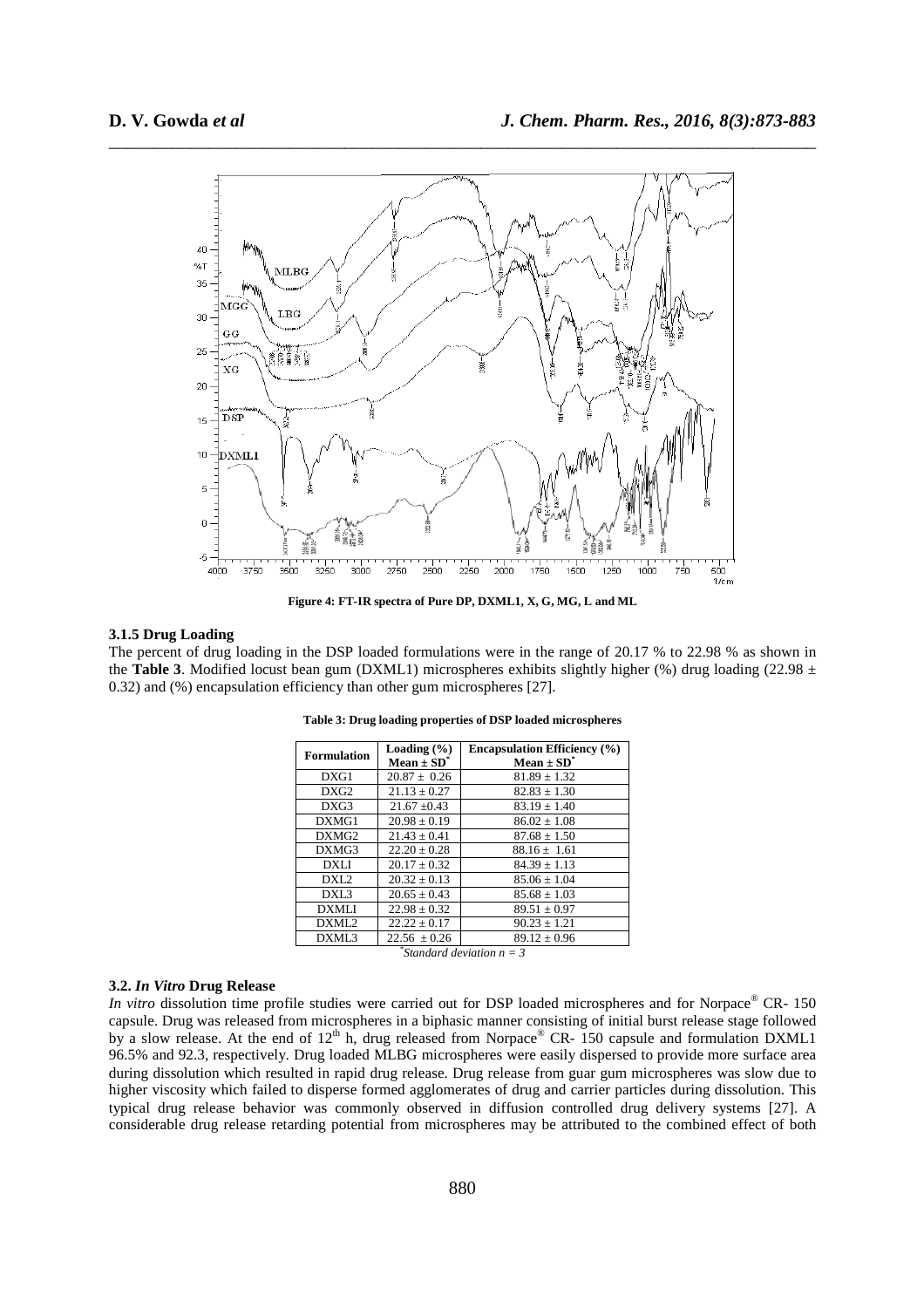Figure 4: FT-IR spectra of Pure DP, DXML1, X, G, MG, L and ML

### 3.1.5 Drug Loading

The percent of drug loading in the DSP loaded formulations were in the range of 20.17 % to 22.98 % as shown in the **Table 3**. Modified locust bean gum (DXML1) microspheres exhibits slightly higher (%) drug loading (22.98 ± 0.32) and (%) encapsulation efficiency than other gum microspheres [27].

**Table 3: Drug loading properties of DSP loaded microspheres**

| Formulation | Loading (%) Mean ± SD* | Encapsulation Efficiency (%) Mean ± SD* |
|---|---|---|
| DXG1 | 20.87 ± 0.26 | 81.89 ± 1.32 |
| DXG2 | 21.13 ± 0.27 | 82.83 ± 1.30 |
| DXG3 | 21.67 ±0.43 | 83.19 ± 1.40 |
| DXMG1 | 20.98 ± 0.19 | 86.02 ± 1.08 |
| DXMG2 | 21.43 ± 0.41 | 87.68 ± 1.50 |
| DXMG3 | 22.20 ± 0.28 | 88.16 ± 1.61 |
| DXLI | 20.17 ± 0.32 | 84.39 ± 1.13 |
| DXL2 | 20.32 ± 0.13 | 85.06 ± 1.04 |
| DXL3 | 20.65 ± 0.43 | 85.68 ± 1.03 |
| DXMLI | 22.98 ± 0.32 | 89.51 ± 0.97 |
| DXML2 | 22.22 ± 0.17 | 90.23 ± 1.21 |
| DXML3 | 22.56 ± 0.26 | 89.12 ± 0.96 |

*\*Standard deviation n = 3*

### 3.2. *In Vitro* Drug Release

*In vitro* dissolution time profile studies were carried out for DSP loaded microspheres and for Norpace® CR- 150 capsule. Drug was released from microspheres in a biphasic manner consisting of initial burst release stage followed by a slow release. At the end of 12th h, drug released from Norpace® CR- 150 capsule and formulation DXML1 96.5% and 92.3, respectively. Drug loaded MLBG microspheres were easily dispersed to provide more surface area during dissolution which resulted in rapid drug release. Drug release from guar gum microspheres was slow due to higher viscosity which failed to disperse formed agglomerates of drug and carrier particles during dissolution. This typical drug release behavior was commonly observed in diffusion controlled drug delivery systems [27]. A considerable drug release retarding potential from microspheres may be attributed to the combined effect of both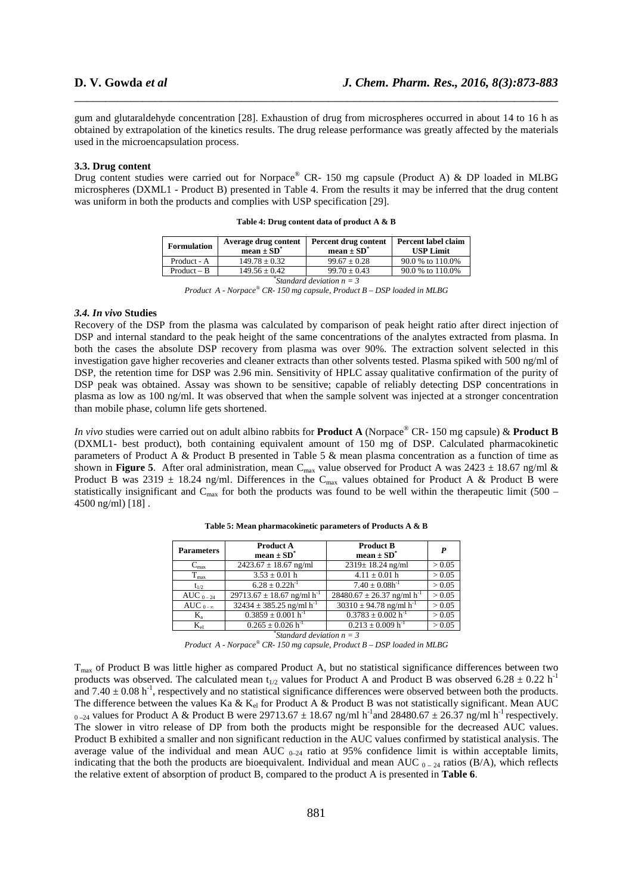gum and glutaraldehyde concentration [28]. Exhaustion of drug from microspheres occurred in about 14 to 16 h as obtained by extrapolation of the kinetics results. The drug release performance was greatly affected by the materials used in the microencapsulation process.

### 3.3. Drug content

Drug content studies were carried out for Norpace® CR- 150 mg capsule (Product A) & DP loaded in MLBG microspheres (DXML1 - Product B) presented in Table 4. From the results it may be inferred that the drug content was uniform in both the products and complies with USP specification [29].

**Table 4: Drug content data of product A & B**

| Formulation | Average drug content mean ± SD* | Percent drug content mean ± SD* | Percent label claim USP Limit |
|---|---|---|---|
| Product - A | 149.78 ± 0.32 | 99.67 ± 0.28 | 90.0 % to 110.0% |
| Product – B | 149.56 ± 0.42 | 99.70 ± 0.43 | 90.0 % to 110.0% |

*Standard deviation n = 3

*Product A - Norpace® CR- 150 mg capsule, Product B – DSP loaded in MLBG*

### *3.4. In vivo* Studies

Recovery of the DSP from the plasma was calculated by comparison of peak height ratio after direct injection of DSP and internal standard to the peak height of the same concentrations of the analytes extracted from plasma. In both the cases the absolute DSP recovery from plasma was over 90%. The extraction solvent selected in this investigation gave higher recoveries and cleaner extracts than other solvents tested. Plasma spiked with 500 ng/ml of DSP, the retention time for DSP was 2.96 min. Sensitivity of HPLC assay qualitative confirmation of the purity of DSP peak was obtained. Assay was shown to be sensitive; capable of reliably detecting DSP concentrations in plasma as low as 100 ng/ml. It was observed that when the sample solvent was injected at a stronger concentration than mobile phase, column life gets shortened.

*In vivo* studies were carried out on adult albino rabbits for **Product A** (Norpace® CR- 150 mg capsule) & **Product B** (DXML1- best product), both containing equivalent amount of 150 mg of DSP. Calculated pharmacokinetic parameters of Product A & Product B presented in Table 5 & mean plasma concentration as a function of time as shown in **Figure 5**. After oral administration, mean $C_{max}$ value observed for Product A was 2423 ± 18.67 ng/ml & Product B was 2319 ± 18.24 ng/ml. Differences in the $C_{max}$ values obtained for Product A & Product B were statistically insignificant and $C_{max}$ for both the products was found to be well within the therapeutic limit (500 – 4500 ng/ml) [18] .

**Table 5: Mean pharmacokinetic parameters of Products A & B**

| Parameters | Product A mean ± SD* | Product B mean ± SD* | *P* |
|---|---|---|---|
| $C_{max}$ | 2423.67 ± 18.67 ng/ml | 2319± 18.24 ng/ml | > 0.05 |
| $T_{max}$ | 3.53 ± 0.01 h | 4.11 ± 0.01 h | > 0.05 |
| $t_{1/2}$ | 6.28 ± 0.22$h^{-1}$ | 7.40 ± 0.08$h^{-1}$ | > 0.05 |
| $AUC_{0-24}$ | 29713.67 ± 18.67 ng/ml $h^{-1}$ | 28480.67 ± 26.37 ng/ml $h^{-1}$ | > 0.05 |
| $AUC_{0-\infty}$ | 32434 ± 385.25 ng/ml $h^{-1}$ | 30310 ± 94.78 ng/ml $h^{-1}$ | > 0.05 |
| $K_a$ | 0.3859 ± 0.001 $h^{-1}$ | 0.3783 ± 0.002 $h^{-1}$ | > 0.05 |
| $K_{el}$ | 0.265 ± 0.026 $h^{-1}$ | 0.213 ± 0.009 $h^{-1}$ | > 0.05 |

*Standard deviation n = 3

*Product A - Norpace® CR- 150 mg capsule, Product B – DSP loaded in MLBG*

$T_{max}$ of Product B was little higher as compared Product A, but no statistical significance differences between two products was observed. The calculated mean $t_{1/2}$ values for Product A and Product B was observed 6.28 ± 0.22 $h^{-1}$ and 7.40 ± 0.08 $h^{-1}$, respectively and no statistical significance differences were observed between both the products. The difference between the values Ka & $K_{el}$ for Product A & Product B was not statistically significant. Mean AUC $_{0-24}$ values for Product A & Product B were 29713.67 ± 18.67 ng/ml $h^{-1}$and 28480.67 ± 26.37 ng/ml $h^{-1}$ respectively. The slower in vitro release of DP from both the products might be responsible for the decreased AUC values. Product B exhibited a smaller and non significant reduction in the AUC values confirmed by statistical analysis. The average value of the individual and mean AUC $_{0-24}$ ratio at 95% confidence limit is within acceptable limits, indicating that the both the products are bioequivalent. Individual and mean AUC $_{0-24}$ ratios (B/A), which reflects the relative extent of absorption of product B, compared to the product A is presented in **Table 6**.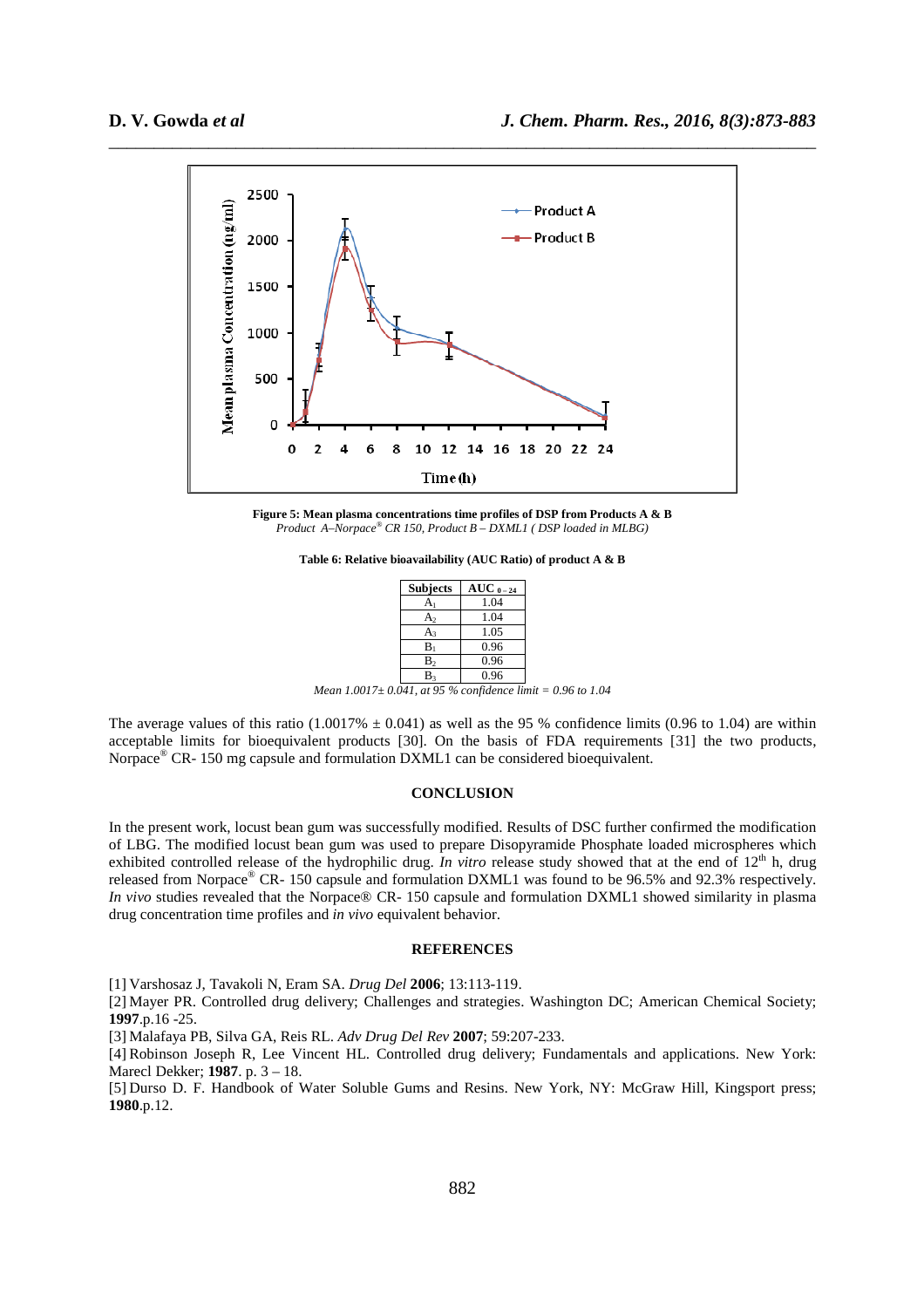Figure 5: Mean plasma concentrations time profiles of DSP from Products A & B
*Product A–Norpace® CR 150, Product B – DXML1 ( DSP loaded in MLBG)*

**Table 6: Relative bioavailability (AUC Ratio) of product A & B**

| Subjects | $AUC_{0-24}$ |
|---|---|
| $A_1$ | 1.04 |
| $A_2$ | 1.04 |
| $A_3$ | 1.05 |
| $B_1$ | 0.96 |
| $B_2$ | 0.96 |
| $B_3$ | 0.96 |

*Mean 1.0017± 0.041, at 95 % confidence limit = 0.96 to 1.04*

The average values of this ratio (1.0017% ± 0.041) as well as the 95 % confidence limits (0.96 to 1.04) are within acceptable limits for bioequivalent products [30]. On the basis of FDA requirements [31] the two products, Norpace® CR- 150 mg capsule and formulation DXML1 can be considered bioequivalent.

## CONCLUSION

In the present work, locust bean gum was successfully modified. Results of DSC further confirmed the modification of LBG. The modified locust bean gum was used to prepare Disopyramide Phosphate loaded microspheres which exhibited controlled release of the hydrophilic drug. *In vitro* release study showed that at the end of 12th h, drug released from Norpace® CR- 150 capsule and formulation DXML1 was found to be 96.5% and 92.3% respectively. *In vivo* studies revealed that the Norpace® CR- 150 capsule and formulation DXML1 showed similarity in plasma drug concentration time profiles and *in vivo* equivalent behavior.

## REFERENCES

[1] Varshosaz J, Tavakoli N, Eram SA. *Drug Del* **2006**; 13:113-119.

[2] Mayer PR. Controlled drug delivery; Challenges and strategies. Washington DC; American Chemical Society; **1997**.p.16 -25.

[3] Malafaya PB, Silva GA, Reis RL. *Adv Drug Del Rev* **2007**; 59:207-233.

[4] Robinson Joseph R, Lee Vincent HL. Controlled drug delivery; Fundamentals and applications. New York: Marecl Dekker; **1987**. p. 3 – 18.

[5] Durso D. F. Handbook of Water Soluble Gums and Resins. New York, NY: McGraw Hill, Kingsport press; **1980**.p.12.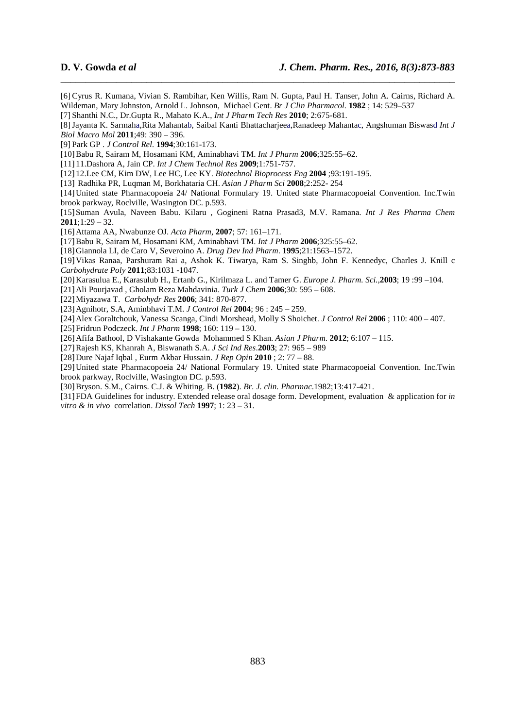[6] Cyrus R. Kumana, Vivian S. Rambihar, Ken Willis, Ram N. Gupta, Paul H. Tanser, John A. Cairns, Richard A. Wildeman, Mary Johnston, Arnold L. Johnson, Michael Gent. *Br J Clin Pharmacol.* **1982** ; 14: 529–537

[7] Shanthi N.C., Dr.Gupta R., Mahato K.A., *Int J Pharm Tech Res* **2010**; 2:675-681.

[8] Jayanta K. Sarmaha,Rita Mahantab, Saibal Kanti Bhattacharjeea,Ranadeep Mahantac, Angshuman Biswasd *Int J Biol Macro Mol* **2011**;49: 390 – 396.

[9] Park GP . *J Control Rel.* **1994**;30:161-173.

[10] Babu R, Sairam M, Hosamani KM, Aminabhavi TM. *Int J Pharm* **2006**;325:55–62.

[11] 11.Dashora A, Jain CP. *Int J Chem Technol Res* **2009**;1:751-757.

[12] 12.Lee CM, Kim DW, Lee HC, Lee KY. *Biotechnol Bioprocess Eng* **2004** ;93:191-195.

[13] Radhika PR, Luqman M, Borkhataria CH. *Asian J Pharm Sci* **2008**;2:252- 254

[14] United state Pharmacopoeia 24/ National Formulary 19. United state Pharmacopoeial Convention. Inc.Twin brook parkway, Roclville, Wasington DC. p.593.

[15] Suman Avula, Naveen Babu. Kilaru , Gogineni Ratna Prasad3, M.V. Ramana. *Int J Res Pharma Chem* **2011**;1:29 – 32.

[16] Attama AA, Nwabunze OJ. *Acta Pharm*, **2007**; 57: 161–171.

[17] Babu R, Sairam M, Hosamani KM, Aminabhavi TM. *Int J Pharm* **2006**;325:55–62.

[18] Giannola LI, de Caro V, Severoino A. *Drug Dev Ind Pharm*. **1995**;21:1563–1572.

[19] Vikas Ranaa, Parshuram Rai a, Ashok K. Tiwarya, Ram S. Singhb, John F. Kennedyc, Charles J. Knill c *Carbohydrate Poly* **2011**;83:1031 -1047.

[20] Karasulua E., Karasulub H., Ertanb G., Kirilmaza L. and Tamer G. *Europe J. Pharm. Sci.,***2003**; 19 :99 –104.

[21] Ali Pourjavad , Gholam Reza Mahdavinia. *Turk J Chem* **2006**;30: 595 – 608.

[22] Miyazawa T. *Carbohydr Res* **2006**; 341: 870-877.

[23] Agnihotr, S.A, Aminbhavi T.M. *J Control Rel* **2004**; 96 : 245 – 259.

[24] Alex Goraltchouk, Vanessa Scanga, Cindi Morshead, Molly S Shoichet. *J Control Rel* **2006** ; 110: 400 – 407.

[25] Fridrun Podczeck. *Int J Pharm* **1998**; 160: 119 – 130.

[26] Afifa Bathool, D Vishakante Gowda Mohammed S Khan. *Asian J Pharm*. **2012**; 6:107 – 115.

[27] Rajesh KS, Khanrah A, Biswanath S.A. *J Sci Ind Res*.**2003**; 27: 965 – 989

[28] Dure Najaf Iqbal , Eurm Akbar Hussain. *J Rep Opin* **2010** ; 2: 77 – 88.

[29] United state Pharmacopoeia 24/ National Formulary 19. United state Pharmacopoeial Convention. Inc.Twin brook parkway, Roclville, Wasington DC. p.593.

[30] Bryson. S.M., Cairns. C.J. & Whiting. B. (**1982**). *Br. J. clin. Pharmac.*1982;13:417-421.

[31] FDA Guidelines for industry. Extended release oral dosage form. Development, evaluation & application for *in vitro & in vivo* correlation. *Dissol Tech* **1997**; 1: 23 – 31.